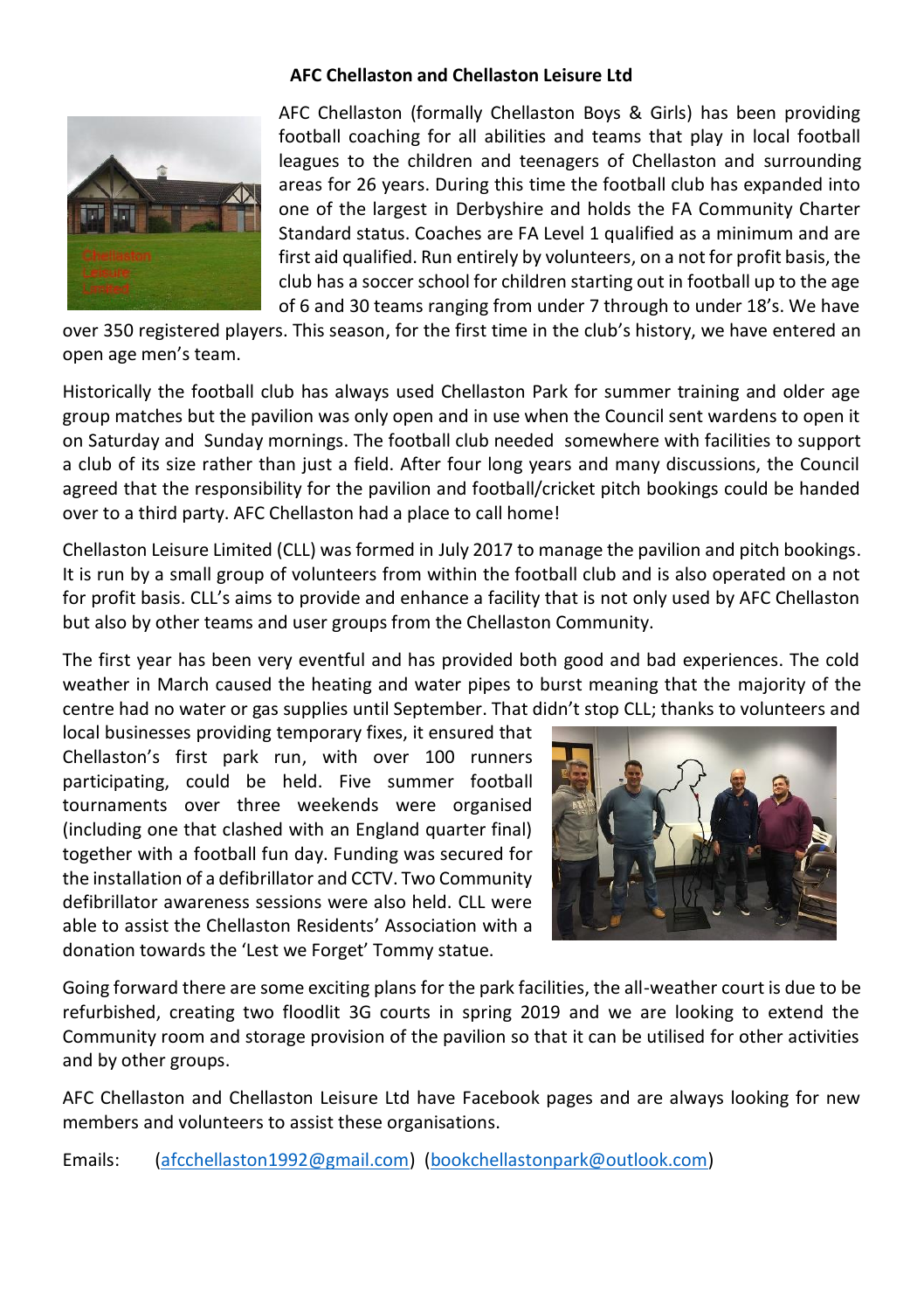**AFC Chellaston and Chellaston Leisure Ltd**

AFC Chellaston (formally Chellaston Boys & Girls) has been providing football coaching for all abilities and teams that play in local football leagues to the children and teenagers of Chellaston and surrounding areas for 26 years. During this time the football club has expanded into one of the largest in Derbyshire and holds the FA Community Charter Standard status. Coaches are FA Level 1 qualified as a minimum and are first aid qualified. Run entirely by volunteers, on a not for profit basis, the club has a soccer school for children starting out in football up to the age of 6 and 30 teams ranging from under 7 through to under 18's. We have over 350 registered players. This season, for the first time in the club's history, we have entered an open age men's team.

Historically the football club has always used Chellaston Park for summer training and older age group matches but the pavilion was only open and in use when the Council sent wardens to open it on Saturday and Sunday mornings. The football club needed somewhere with facilities to support a club of its size rather than just a field. After four long years and many discussions, the Council agreed that the responsibility for the pavilion and football/cricket pitch bookings could be handed over to a third party. AFC Chellaston had a place to call home!

Chellaston Leisure Limited (CLL) was formed in July 2017 to manage the pavilion and pitch bookings. It is run by a small group of volunteers from within the football club and is also operated on a not for profit basis. CLL's aims to provide and enhance a facility that is not only used by AFC Chellaston but also by other teams and user groups from the Chellaston Community.

The first year has been very eventful and has provided both good and bad experiences. The cold weather in March caused the heating and water pipes to burst meaning that the majority of the centre had no water or gas supplies until September. That didn't stop CLL; thanks to volunteers and local businesses providing temporary fixes, it ensured that Chellaston's first park run, with over 100 runners participating, could be held. Five summer football tournaments over three weekends were organised (including one that clashed with an England quarter final) together with a football fun day. Funding was secured for the installation of a defibrillator and CCTV. Two Community defibrillator awareness sessions were also held. CLL were able to assist the Chellaston Residents' Association with a donation towards the 'Lest we Forget' Tommy statue.

Going forward there are some exciting plans for the park facilities, the all-weather court is due to be refurbished, creating two floodlit 3G courts in spring 2019 and we are looking to extend the Community room and storage provision of the pavilion so that it can be utilised for other activities and by other groups.

AFC Chellaston and Chellaston Leisure Ltd have Facebook pages and are always looking for new members and volunteers to assist these organisations.

Emails: (afcchellaston1992@gmail.com) (bookchellastonpark@outlook.com)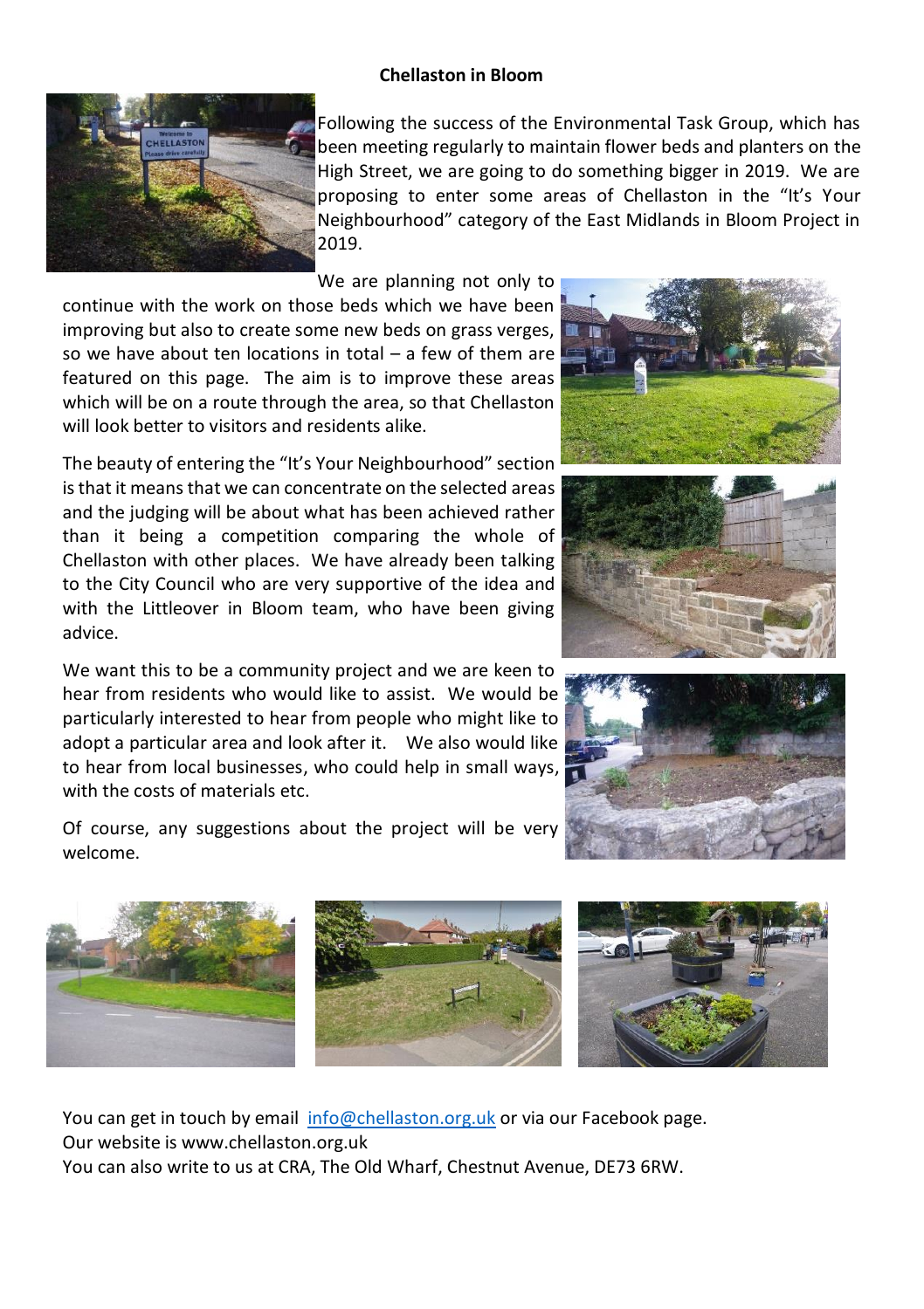# Chellaston in Bloom

Following the success of the Environmental Task Group, which has been meeting regularly to maintain flower beds and planters on the High Street, we are going to do something bigger in 2019. We are proposing to enter some areas of Chellaston in the "It's Your Neighbourhood" category of the East Midlands in Bloom Project in 2019.

We are planning not only to continue with the work on those beds which we have been improving but also to create some new beds on grass verges, so we have about ten locations in total – a few of them are featured on this page. The aim is to improve these areas which will be on a route through the area, so that Chellaston will look better to visitors and residents alike.

The beauty of entering the "It's Your Neighbourhood" section is that it means that we can concentrate on the selected areas and the judging will be about what has been achieved rather than it being a competition comparing the whole of Chellaston with other places. We have already been talking to the City Council who are very supportive of the idea and with the Littleover in Bloom team, who have been giving advice.

We want this to be a community project and we are keen to hear from residents who would like to assist. We would be particularly interested to hear from people who might like to adopt a particular area and look after it. We also would like to hear from local businesses, who could help in small ways, with the costs of materials etc.

Of course, any suggestions about the project will be very welcome.

You can get in touch by email info@chellaston.org.uk or via our Facebook page.
Our website is www.chellaston.org.uk
You can also write to us at CRA, The Old Wharf, Chestnut Avenue, DE73 6RW.